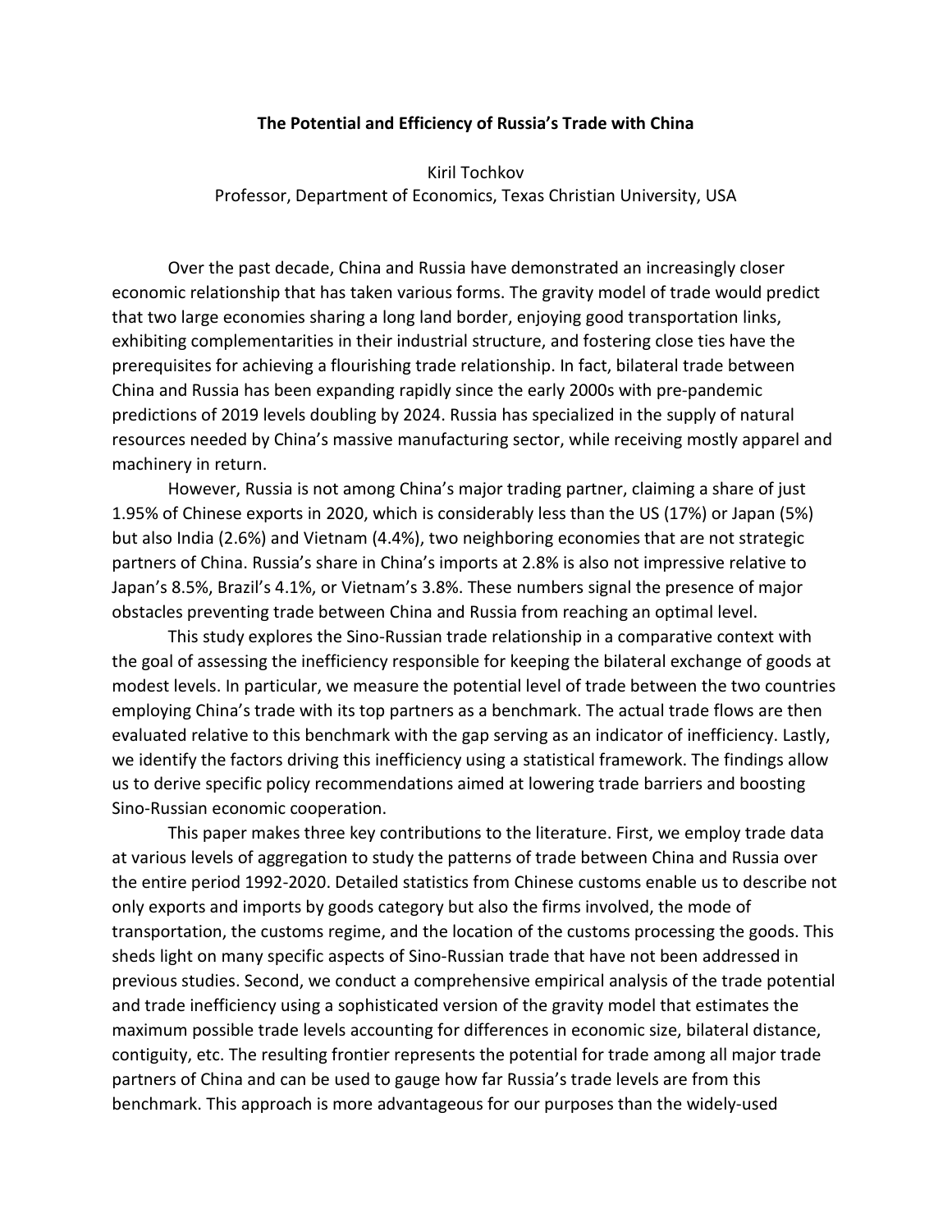# The Potential and Efficiency of Russia's Trade with China

Kiril Tochkov

Professor, Department of Economics, Texas Christian University, USA

Over the past decade, China and Russia have demonstrated an increasingly closer economic relationship that has taken various forms. The gravity model of trade would predict that two large economies sharing a long land border, enjoying good transportation links, exhibiting complementarities in their industrial structure, and fostering close ties have the prerequisites for achieving a flourishing trade relationship. In fact, bilateral trade between China and Russia has been expanding rapidly since the early 2000s with pre-pandemic predictions of 2019 levels doubling by 2024. Russia has specialized in the supply of natural resources needed by China's massive manufacturing sector, while receiving mostly apparel and machinery in return.

However, Russia is not among China's major trading partner, claiming a share of just 1.95% of Chinese exports in 2020, which is considerably less than the US (17%) or Japan (5%) but also India (2.6%) and Vietnam (4.4%), two neighboring economies that are not strategic partners of China. Russia's share in China's imports at 2.8% is also not impressive relative to Japan's 8.5%, Brazil's 4.1%, or Vietnam's 3.8%. These numbers signal the presence of major obstacles preventing trade between China and Russia from reaching an optimal level.

This study explores the Sino-Russian trade relationship in a comparative context with the goal of assessing the inefficiency responsible for keeping the bilateral exchange of goods at modest levels. In particular, we measure the potential level of trade between the two countries employing China's trade with its top partners as a benchmark. The actual trade flows are then evaluated relative to this benchmark with the gap serving as an indicator of inefficiency. Lastly, we identify the factors driving this inefficiency using a statistical framework. The findings allow us to derive specific policy recommendations aimed at lowering trade barriers and boosting Sino-Russian economic cooperation.

This paper makes three key contributions to the literature. First, we employ trade data at various levels of aggregation to study the patterns of trade between China and Russia over the entire period 1992-2020. Detailed statistics from Chinese customs enable us to describe not only exports and imports by goods category but also the firms involved, the mode of transportation, the customs regime, and the location of the customs processing the goods. This sheds light on many specific aspects of Sino-Russian trade that have not been addressed in previous studies. Second, we conduct a comprehensive empirical analysis of the trade potential and trade inefficiency using a sophisticated version of the gravity model that estimates the maximum possible trade levels accounting for differences in economic size, bilateral distance, contiguity, etc. The resulting frontier represents the potential for trade among all major trade partners of China and can be used to gauge how far Russia's trade levels are from this benchmark. This approach is more advantageous for our purposes than the widely-used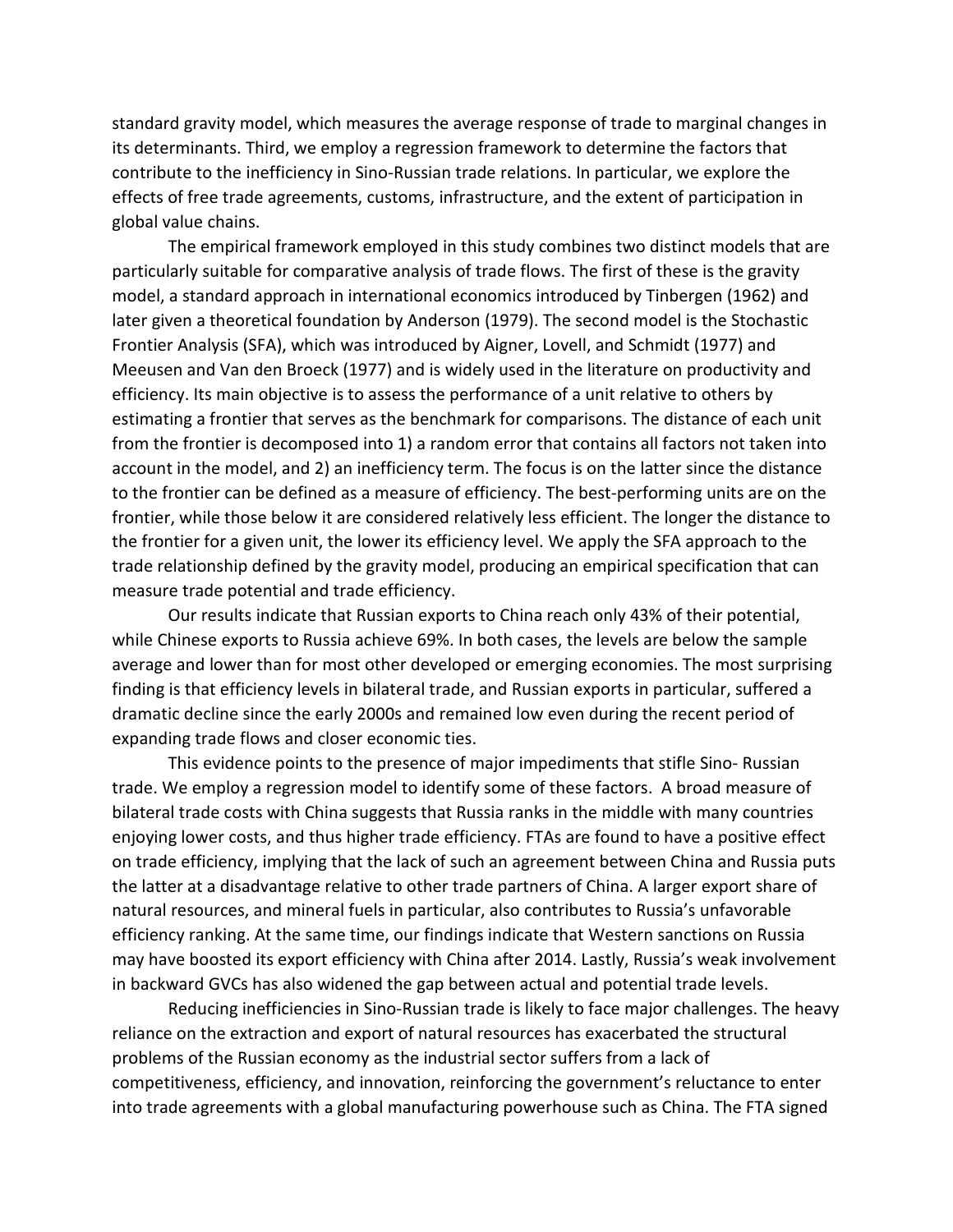standard gravity model, which measures the average response of trade to marginal changes in its determinants. Third, we employ a regression framework to determine the factors that contribute to the inefficiency in Sino-Russian trade relations. In particular, we explore the effects of free trade agreements, customs, infrastructure, and the extent of participation in global value chains.

The empirical framework employed in this study combines two distinct models that are particularly suitable for comparative analysis of trade flows. The first of these is the gravity model, a standard approach in international economics introduced by Tinbergen (1962) and later given a theoretical foundation by Anderson (1979). The second model is the Stochastic Frontier Analysis (SFA), which was introduced by Aigner, Lovell, and Schmidt (1977) and Meeusen and Van den Broeck (1977) and is widely used in the literature on productivity and efficiency. Its main objective is to assess the performance of a unit relative to others by estimating a frontier that serves as the benchmark for comparisons. The distance of each unit from the frontier is decomposed into 1) a random error that contains all factors not taken into account in the model, and 2) an inefficiency term. The focus is on the latter since the distance to the frontier can be defined as a measure of efficiency. The best-performing units are on the frontier, while those below it are considered relatively less efficient. The longer the distance to the frontier for a given unit, the lower its efficiency level. We apply the SFA approach to the trade relationship defined by the gravity model, producing an empirical specification that can measure trade potential and trade efficiency.

Our results indicate that Russian exports to China reach only 43% of their potential, while Chinese exports to Russia achieve 69%. In both cases, the levels are below the sample average and lower than for most other developed or emerging economies. The most surprising finding is that efficiency levels in bilateral trade, and Russian exports in particular, suffered a dramatic decline since the early 2000s and remained low even during the recent period of expanding trade flows and closer economic ties.

This evidence points to the presence of major impediments that stifle Sino- Russian trade. We employ a regression model to identify some of these factors. A broad measure of bilateral trade costs with China suggests that Russia ranks in the middle with many countries enjoying lower costs, and thus higher trade efficiency. FTAs are found to have a positive effect on trade efficiency, implying that the lack of such an agreement between China and Russia puts the latter at a disadvantage relative to other trade partners of China. A larger export share of natural resources, and mineral fuels in particular, also contributes to Russia's unfavorable efficiency ranking. At the same time, our findings indicate that Western sanctions on Russia may have boosted its export efficiency with China after 2014. Lastly, Russia's weak involvement in backward GVCs has also widened the gap between actual and potential trade levels.

Reducing inefficiencies in Sino-Russian trade is likely to face major challenges. The heavy reliance on the extraction and export of natural resources has exacerbated the structural problems of the Russian economy as the industrial sector suffers from a lack of competitiveness, efficiency, and innovation, reinforcing the government's reluctance to enter into trade agreements with a global manufacturing powerhouse such as China. The FTA signed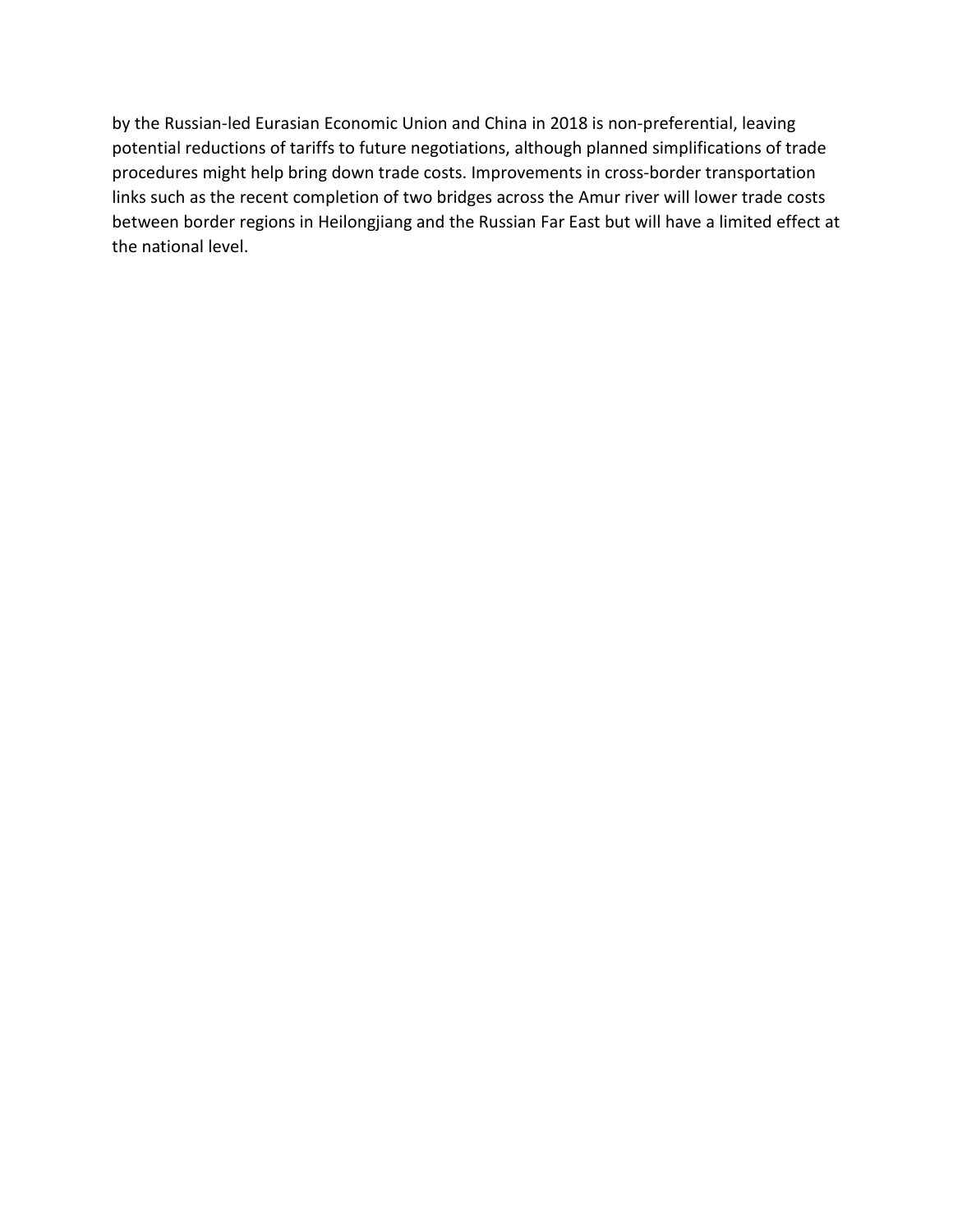by the Russian-led Eurasian Economic Union and China in 2018 is non-preferential, leaving potential reductions of tariffs to future negotiations, although planned simplifications of trade procedures might help bring down trade costs. Improvements in cross-border transportation links such as the recent completion of two bridges across the Amur river will lower trade costs between border regions in Heilongjiang and the Russian Far East but will have a limited effect at the national level.